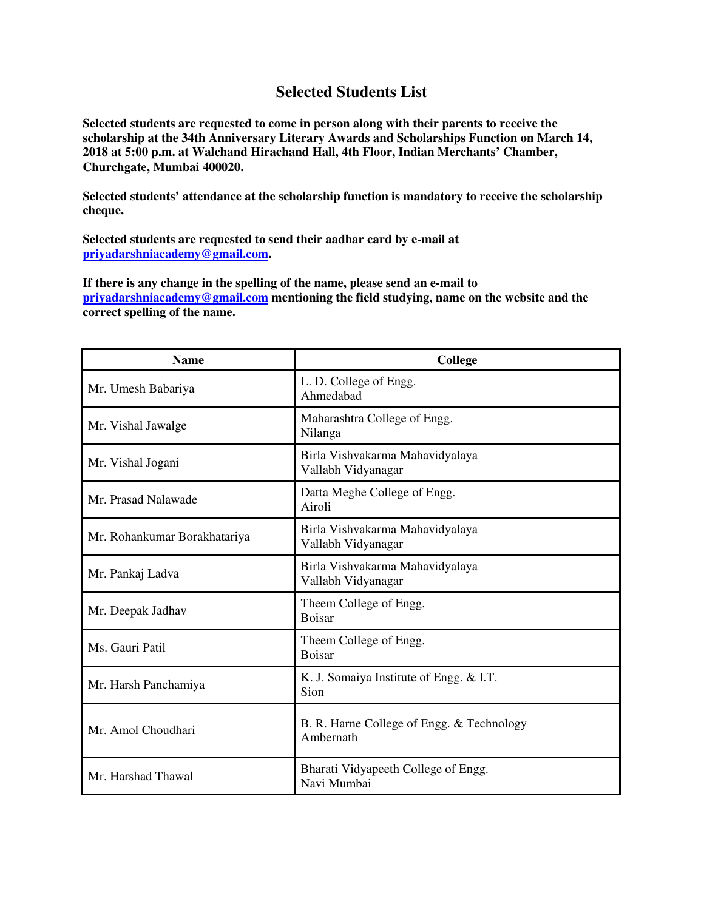# Selected Students List

**Selected students are requested to come in person along with their parents to receive the scholarship at the 34th Anniversary Literary Awards and Scholarships Function on March 14, 2018 at 5:00 p.m. at Walchand Hirachand Hall, 4th Floor, Indian Merchants' Chamber, Churchgate, Mumbai 400020.**

**Selected students' attendance at the scholarship function is mandatory to receive the scholarship cheque.**

**Selected students are requested to send their aadhar card by e-mail at [priyadarshniacademy@gmail.com](mailto:priyadarshniacademy@gmail.com).**

**If there is any change in the spelling of the name, please send an e-mail to [priyadarshniacademy@gmail.com](mailto:priyadarshniacademy@gmail.com) mentioning the field studying, name on the website and the correct spelling of the name.**

| Name | College |
|---|---|
| Mr. Umesh Babariya | L. D. College of Engg.<br>Ahmedabad |
| Mr. Vishal Jawalge | Maharashtra College of Engg.<br>Nilanga |
| Mr. Vishal Jogani | Birla Vishvakarma Mahavidyalaya<br>Vallabh Vidyanagar |
| Mr. Prasad Nalawade | Datta Meghe College of Engg.<br>Airoli |
| Mr. Rohankumar Borakhatariya | Birla Vishvakarma Mahavidyalaya<br>Vallabh Vidyanagar |
| Mr. Pankaj Ladva | Birla Vishvakarma Mahavidyalaya<br>Vallabh Vidyanagar |
| Mr. Deepak Jadhav | Theem College of Engg.<br>Boisar |
| Ms. Gauri Patil | Theem College of Engg.<br>Boisar |
| Mr. Harsh Panchamiya | K. J. Somaiya Institute of Engg. & I.T.<br>Sion |
| Mr. Amol Choudhari | B. R. Harne College of Engg. & Technology<br>Ambernath |
| Mr. Harshad Thawal | Bharati Vidyapeeth College of Engg.<br>Navi Mumbai |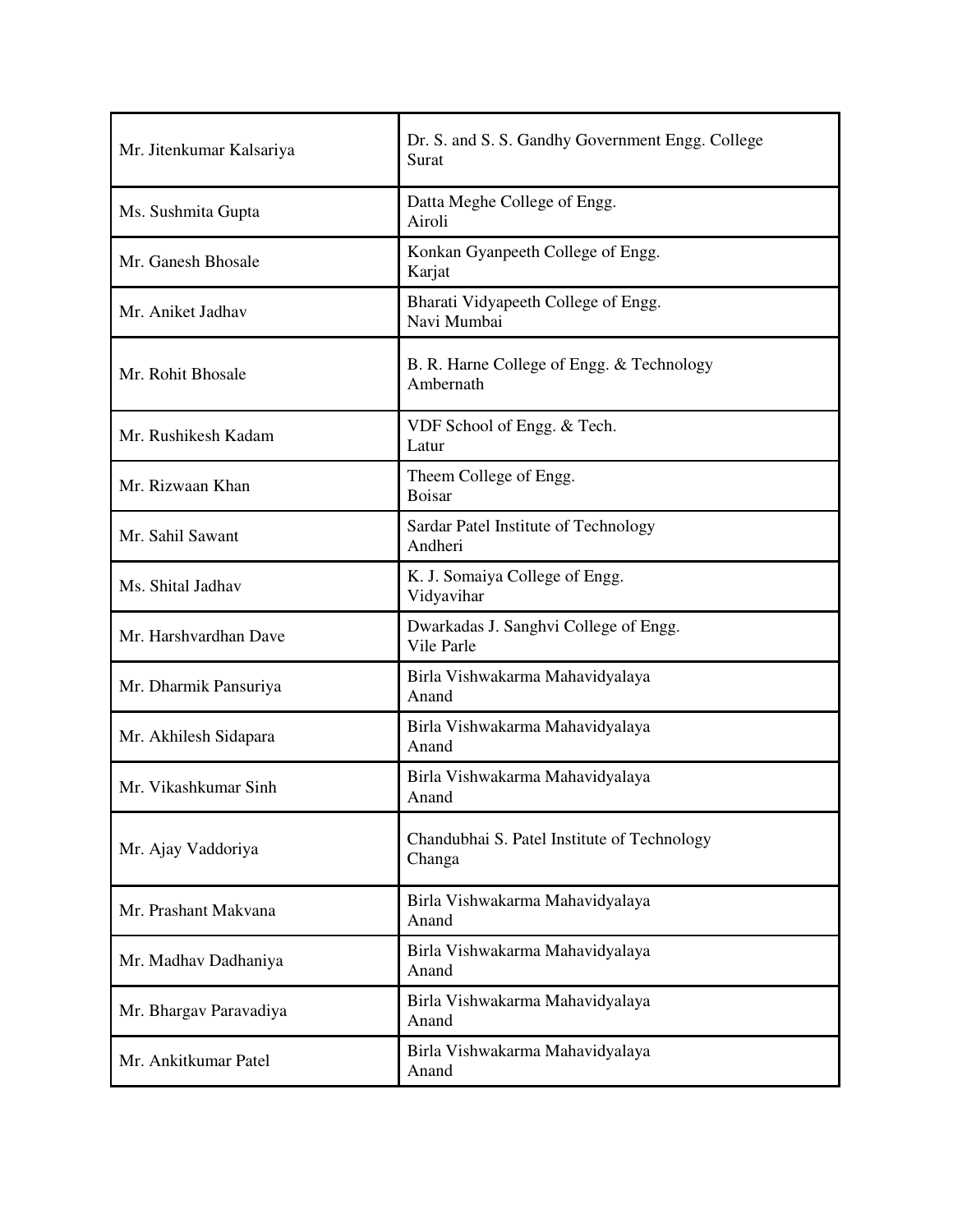| | |
|---|---|
| Mr. Jitenkumar Kalsariya | Dr. S. and S. S. Gandhy Government Engg. College<br>Surat |
| Ms. Sushmita Gupta | Datta Meghe College of Engg.<br>Airoli |
| Mr. Ganesh Bhosale | Konkan Gyanpeeth College of Engg.<br>Karjat |
| Mr. Aniket Jadhav | Bharati Vidyapeeth College of Engg.<br>Navi Mumbai |
| Mr. Rohit Bhosale | B. R. Harne College of Engg. & Technology<br>Ambernath |
| Mr. Rushikesh Kadam | VDF School of Engg. & Tech.<br>Latur |
| Mr. Rizwaan Khan | Theem College of Engg.<br>Boisar |
| Mr. Sahil Sawant | Sardar Patel Institute of Technology<br>Andheri |
| Ms. Shital Jadhav | K. J. Somaiya College of Engg.<br>Vidyavihar |
| Mr. Harshvardhan Dave | Dwarkadas J. Sanghvi College of Engg.<br>Vile Parle |
| Mr. Dharmik Pansuriya | Birla Vishwakarma Mahavidyalaya<br>Anand |
| Mr. Akhilesh Sidapara | Birla Vishwakarma Mahavidyalaya<br>Anand |
| Mr. Vikashkumar Sinh | Birla Vishwakarma Mahavidyalaya<br>Anand |
| Mr. Ajay Vaddoriya | Chandubhai S. Patel Institute of Technology<br>Changa |
| Mr. Prashant Makvana | Birla Vishwakarma Mahavidyalaya<br>Anand |
| Mr. Madhav Dadhaniya | Birla Vishwakarma Mahavidyalaya<br>Anand |
| Mr. Bhargav Paravadiya | Birla Vishwakarma Mahavidyalaya<br>Anand |
| Mr. Ankitkumar Patel | Birla Vishwakarma Mahavidyalaya<br>Anand |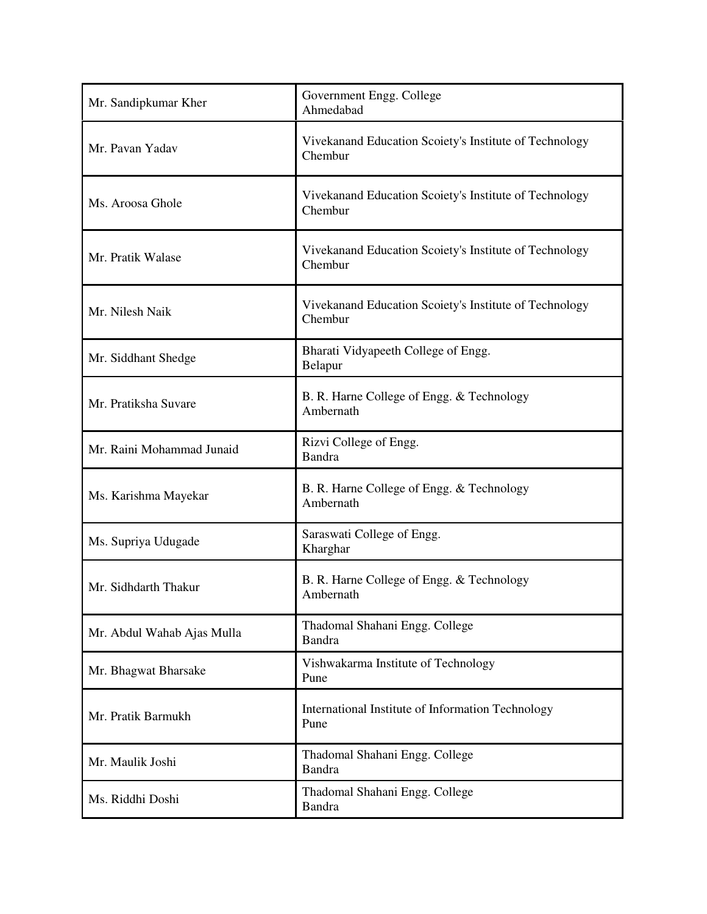| Mr. Sandipkumar Kher | Government Engg. College<br>Ahmedabad |
|---|---|
| Mr. Pavan Yadav | Vivekanand Education Scoiety's Institute of Technology<br>Chembur |
| Ms. Aroosa Ghole | Vivekanand Education Scoiety's Institute of Technology<br>Chembur |
| Mr. Pratik Walase | Vivekanand Education Scoiety's Institute of Technology<br>Chembur |
| Mr. Nilesh Naik | Vivekanand Education Scoiety's Institute of Technology<br>Chembur |
| Mr. Siddhant Shedge | Bharati Vidyapeeth College of Engg.<br>Belapur |
| Mr. Pratiksha Suvare | B. R. Harne College of Engg. & Technology<br>Ambernath |
| Mr. Raini Mohammad Junaid | Rizvi College of Engg.<br>Bandra |
| Ms. Karishma Mayekar | B. R. Harne College of Engg. & Technology<br>Ambernath |
| Ms. Supriya Udugade | Saraswati College of Engg.<br>Kharghar |
| Mr. Sidhdarth Thakur | B. R. Harne College of Engg. & Technology<br>Ambernath |
| Mr. Abdul Wahab Ajas Mulla | Thadomal Shahani Engg. College<br>Bandra |
| Mr. Bhagwat Bharsake | Vishwakarma Institute of Technology<br>Pune |
| Mr. Pratik Barmukh | International Institute of Information Technology<br>Pune |
| Mr. Maulik Joshi | Thadomal Shahani Engg. College<br>Bandra |
| Ms. Riddhi Doshi | Thadomal Shahani Engg. College<br>Bandra |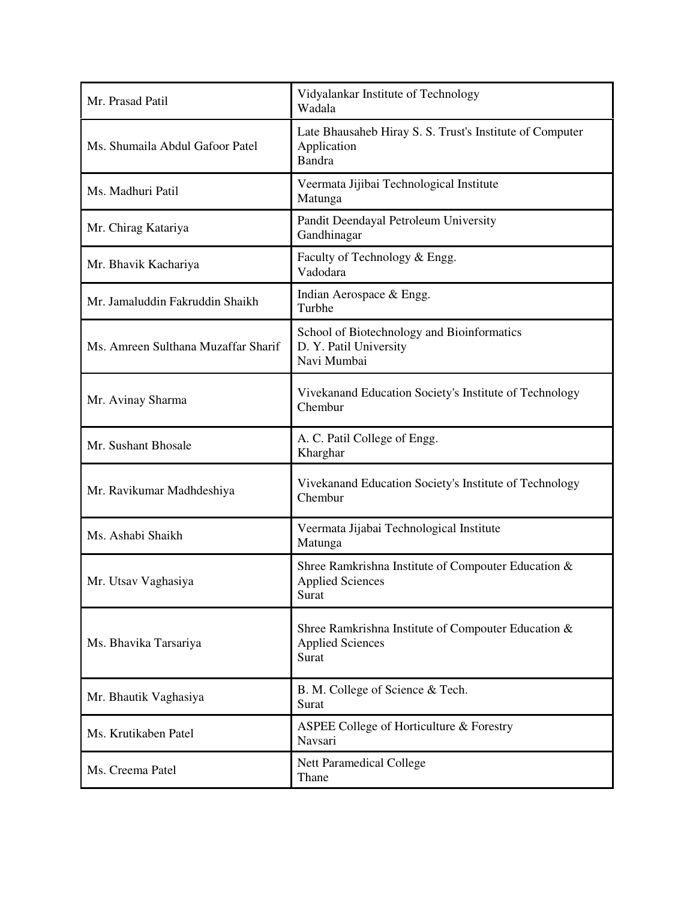| | |
|---|---|
| Mr. Prasad Patil | Vidyalankar Institute of Technology<br>Wadala |
| Ms. Shumaila Abdul Gafoor Patel | Late Bhausaheb Hiray S. S. Trust's Institute of Computer Application<br>Bandra |
| Ms. Madhuri Patil | Veermata Jijibai Technological Institute<br>Matunga |
| Mr. Chirag Katariya | Pandit Deendayal Petroleum University<br>Gandhinagar |
| Mr. Bhavik Kachariya | Faculty of Technology & Engg.<br>Vadodara |
| Mr. Jamaluddin Fakruddin Shaikh | Indian Aerospace & Engg.<br>Turbhe |
| Ms. Amreen Sulthana Muzaffar Sharif | School of Biotechnology and Bioinformatics<br>D. Y. Patil University<br>Navi Mumbai |
| Mr. Avinay Sharma | Vivekanand Education Society's Institute of Technology<br>Chembur |
| Mr. Sushant Bhosale | A. C. Patil College of Engg.<br>Kharghar |
| Mr. Ravikumar Madhdeshiya | Vivekanand Education Society's Institute of Technology<br>Chembur |
| Ms. Ashabi Shaikh | Veermata Jijabai Technological Institute<br>Matunga |
| Mr. Utsav Vaghasiya | Shree Ramkrishna Institute of Compouter Education & Applied Sciences<br>Surat |
| Ms. Bhavika Tarsariya | Shree Ramkrishna Institute of Compouter Education & Applied Sciences<br>Surat |
| Mr. Bhautik Vaghasiya | B. M. College of Science & Tech.<br>Surat |
| Ms. Krutikaben Patel | ASPEE College of Horticulture & Forestry<br>Navsari |
| Ms. Creema Patel | Nett Paramedical College<br>Thane |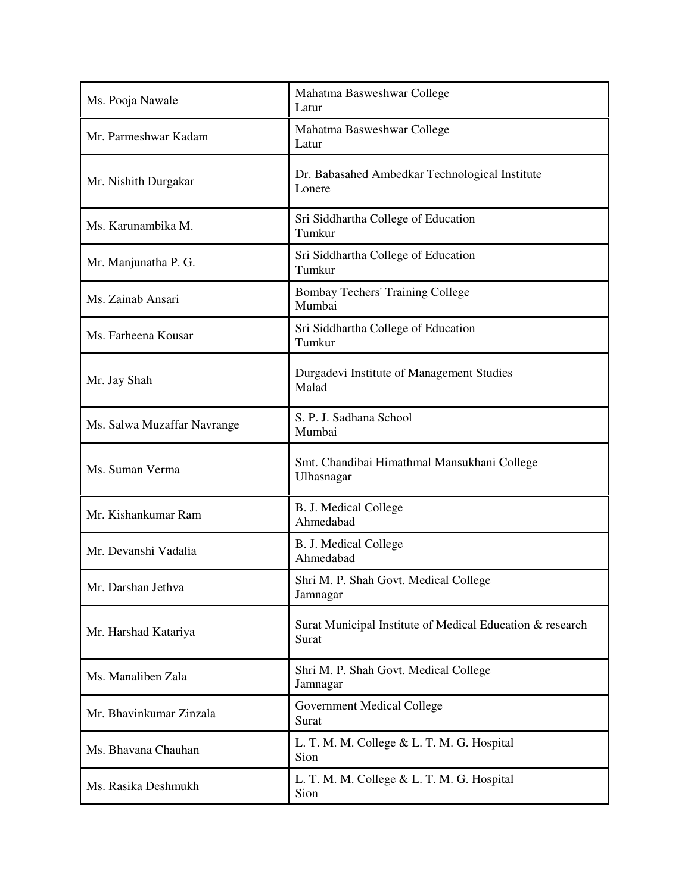| | |
|---|---|
| Ms. Pooja Nawale | Mahatma Basweshwar College<br>Latur |
| Mr. Parmeshwar Kadam | Mahatma Basweshwar College<br>Latur |
| Mr. Nishith Durgakar | Dr. Babasahed Ambedkar Technological Institute<br>Lonere |
| Ms. Karunambika M. | Sri Siddhartha College of Education<br>Tumkur |
| Mr. Manjunatha P. G. | Sri Siddhartha College of Education<br>Tumkur |
| Ms. Zainab Ansari | Bombay Techers' Training College<br>Mumbai |
| Ms. Farheena Kousar | Sri Siddhartha College of Education<br>Tumkur |
| Mr. Jay Shah | Durgadevi Institute of Management Studies<br>Malad |
| Ms. Salwa Muzaffar Navrange | S. P. J. Sadhana School<br>Mumbai |
| Ms. Suman Verma | Smt. Chandibai Himathmal Mansukhani College<br>Ulhasnagar |
| Mr. Kishankumar Ram | B. J. Medical College<br>Ahmedabad |
| Mr. Devanshi Vadalia | B. J. Medical College<br>Ahmedabad |
| Mr. Darshan Jethva | Shri M. P. Shah Govt. Medical College<br>Jamnagar |
| Mr. Harshad Katariya | Surat Municipal Institute of Medical Education & research<br>Surat |
| Ms. Manaliben Zala | Shri M. P. Shah Govt. Medical College<br>Jamnagar |
| Mr. Bhavinkumar Zinzala | Government Medical College<br>Surat |
| Ms. Bhavana Chauhan | L. T. M. M. College & L. T. M. G. Hospital<br>Sion |
| Ms. Rasika Deshmukh | L. T. M. M. College & L. T. M. G. Hospital<br>Sion |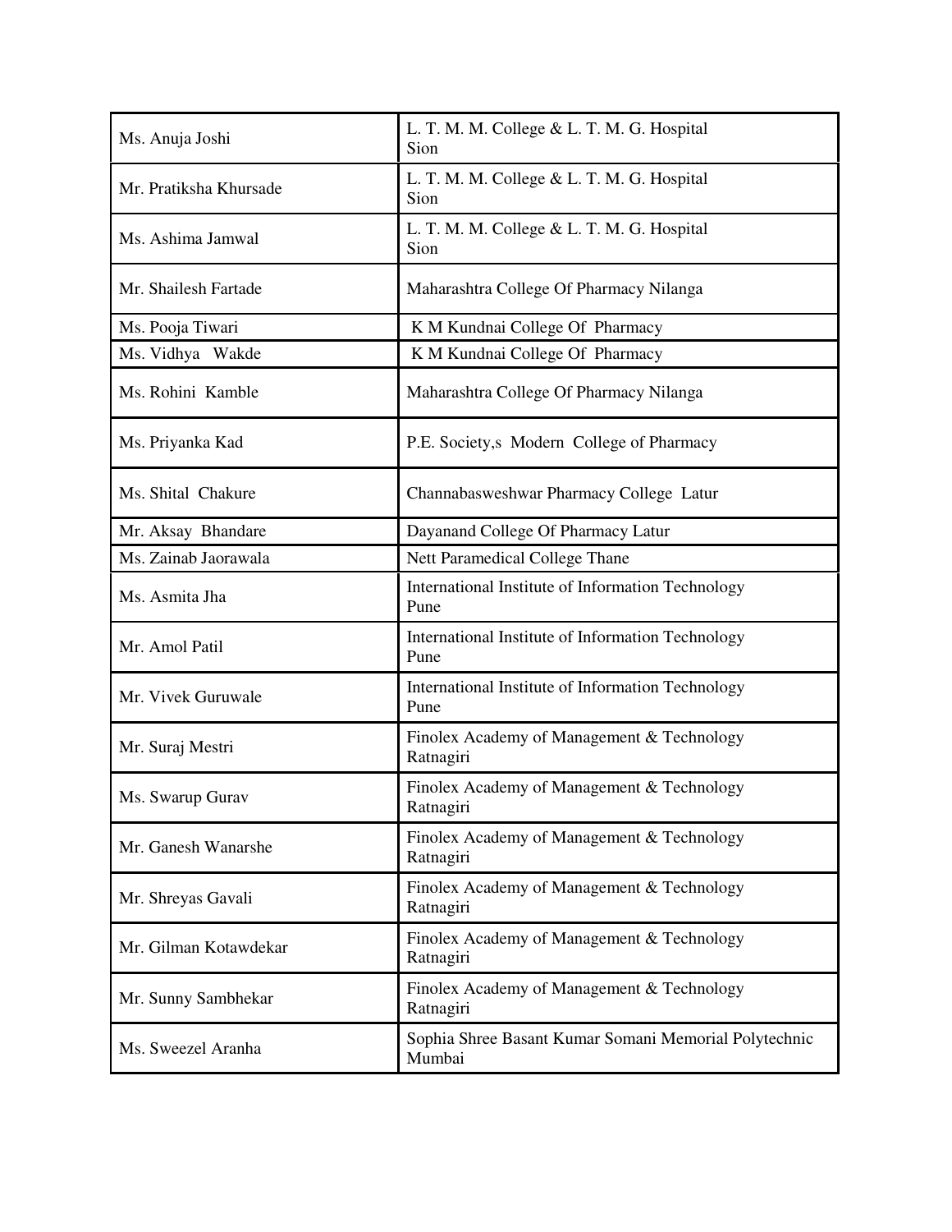| | |
|---|---|
| Ms. Anuja Joshi | L. T. M. M. College & L. T. M. G. Hospital Sion |
| Mr. Pratiksha Khursade | L. T. M. M. College & L. T. M. G. Hospital Sion |
| Ms. Ashima Jamwal | L. T. M. M. College & L. T. M. G. Hospital Sion |
| Mr. Shailesh Fartade | Maharashtra College Of Pharmacy Nilanga |
| Ms. Pooja Tiwari | K M Kundnai College Of Pharmacy |
| Ms. Vidhya Wakde | K M Kundnai College Of Pharmacy |
| Ms. Rohini Kamble | Maharashtra College Of Pharmacy Nilanga |
| Ms. Priyanka Kad | P.E. Society,s Modern College of Pharmacy |
| Ms. Shital Chakure | Channabasweshwar Pharmacy College Latur |
| Mr. Aksay Bhandare | Dayanand College Of Pharmacy Latur |
| Ms. Zainab Jaorawala | Nett Paramedical College Thane |
| Ms. Asmita Jha | International Institute of Information Technology Pune |
| Mr. Amol Patil | International Institute of Information Technology Pune |
| Mr. Vivek Guruwale | International Institute of Information Technology Pune |
| Mr. Suraj Mestri | Finolex Academy of Management & Technology Ratnagiri |
| Ms. Swarup Gurav | Finolex Academy of Management & Technology Ratnagiri |
| Mr. Ganesh Wanarshe | Finolex Academy of Management & Technology Ratnagiri |
| Mr. Shreyas Gavali | Finolex Academy of Management & Technology Ratnagiri |
| Mr. Gilman Kotawdekar | Finolex Academy of Management & Technology Ratnagiri |
| Mr. Sunny Sambhekar | Finolex Academy of Management & Technology Ratnagiri |
| Ms. Sweezel Aranha | Sophia Shree Basant Kumar Somani Memorial Polytechnic Mumbai |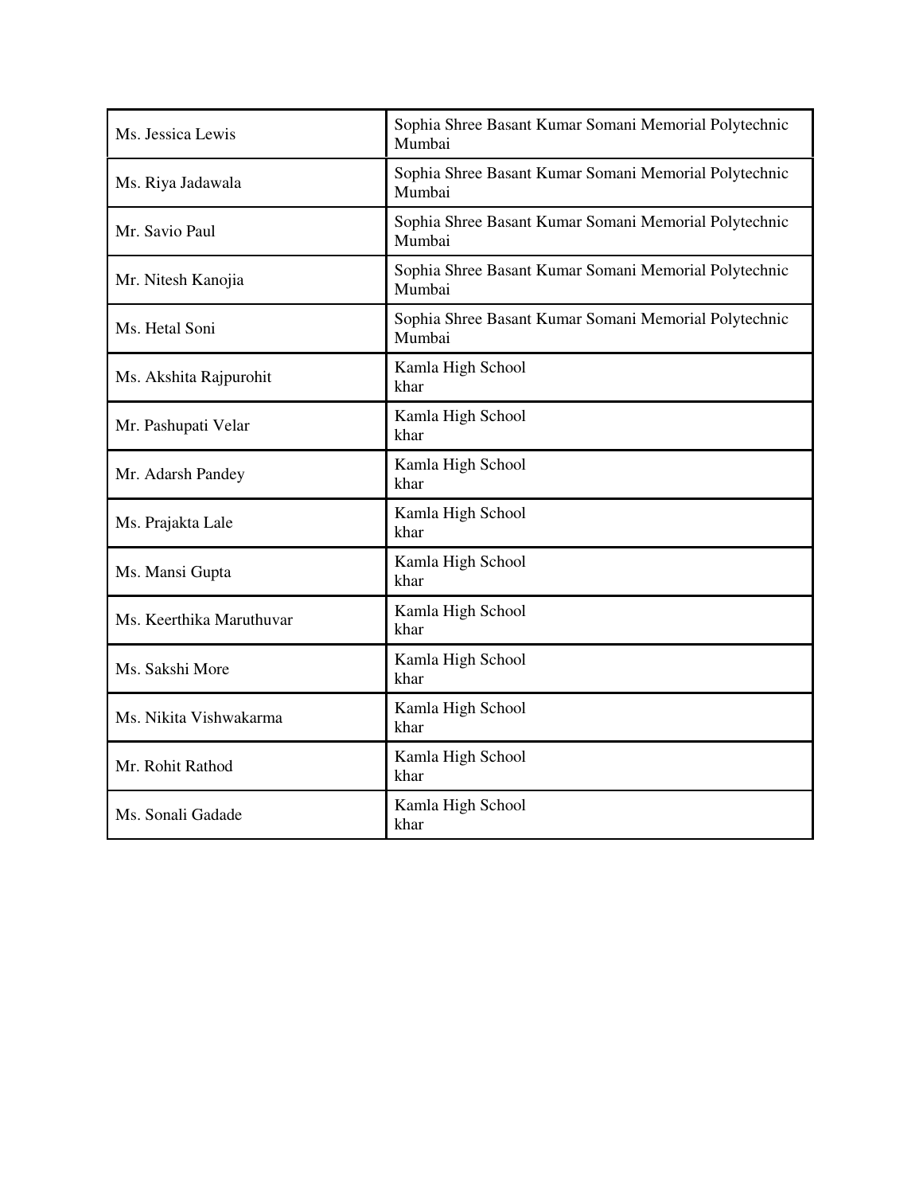| | |
|---|---|
| Ms. Jessica Lewis | Sophia Shree Basant Kumar Somani Memorial Polytechnic Mumbai |
| Ms. Riya Jadawala | Sophia Shree Basant Kumar Somani Memorial Polytechnic Mumbai |
| Mr. Savio Paul | Sophia Shree Basant Kumar Somani Memorial Polytechnic Mumbai |
| Mr. Nitesh Kanojia | Sophia Shree Basant Kumar Somani Memorial Polytechnic Mumbai |
| Ms. Hetal Soni | Sophia Shree Basant Kumar Somani Memorial Polytechnic Mumbai |
| Ms. Akshita Rajpurohit | Kamla High School khar |
| Mr. Pashupati Velar | Kamla High School khar |
| Mr. Adarsh Pandey | Kamla High School khar |
| Ms. Prajakta Lale | Kamla High School khar |
| Ms. Mansi Gupta | Kamla High School khar |
| Ms. Keerthika Maruthuvar | Kamla High School khar |
| Ms. Sakshi More | Kamla High School khar |
| Ms. Nikita Vishwakarma | Kamla High School khar |
| Mr. Rohit Rathod | Kamla High School khar |
| Ms. Sonali Gadade | Kamla High School khar |